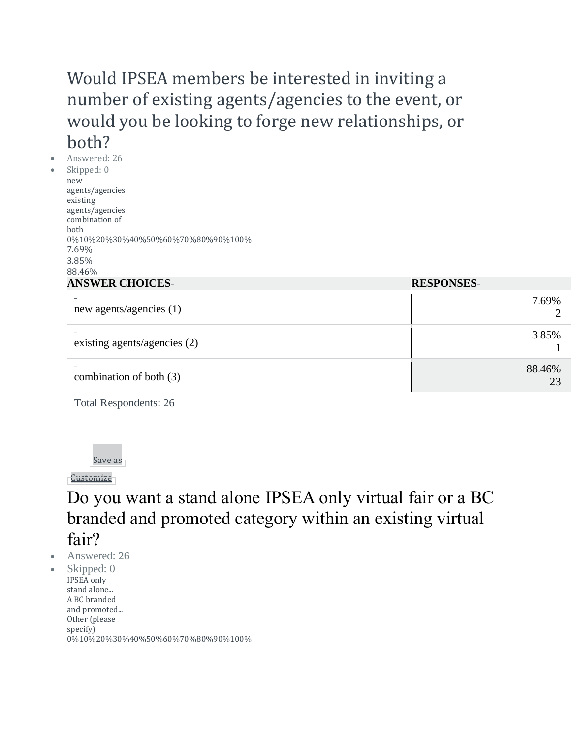## Would IPSEA members be interested in inviting a number of existing agents/agencies to the event, or would you be looking to forge new relationships, or both?

- Answered: 26
- Skipped: 0

new agents/agencies
existing agents/agencies
combination of both
0%10%20%30%40%50%60%70%80%90%100%
7.69%
3.85%
88.46%

| ANSWER CHOICES | RESPONSES | |
|---|---|---|
| new agents/agencies (1) | 7.69% | 2 |
| existing agents/agencies (2) | 3.85% | 1 |
| combination of both (3) | 88.46% | 23 |

Total Respondents: 26

Save as

Customize

## Do you want a stand alone IPSEA only virtual fair or a BC branded and promoted category within an existing virtual fair?

- Answered: 26
- Skipped: 0

IPSEA only stand alone...
A BC branded and promoted...
Other (please specify)
0%10%20%30%40%50%60%70%80%90%100%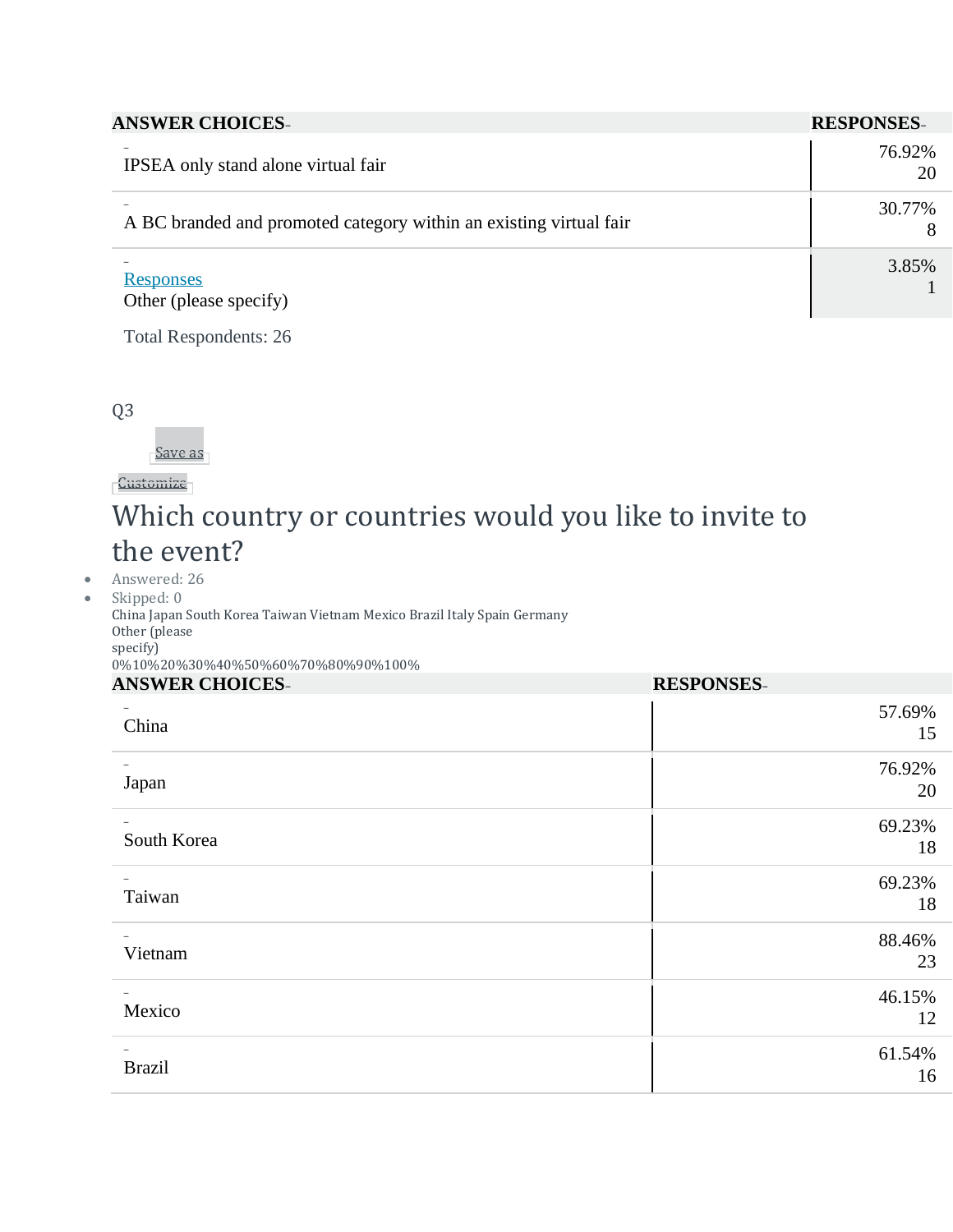| ANSWER CHOICES | RESPONSES | |
|---|---|---|
| IPSEA only stand alone virtual fair | 76.92% | 20 |
| A BC branded and promoted category within an existing virtual fair | 30.77% | 8 |
| Other (please specify) | 3.85% | 1 |

Total Respondents: 26

Q3

## Which country or countries would you like to invite to the event?

- Answered: 26
- Skipped: 0

China Japan South Korea Taiwan Vietnam Mexico Brazil Italy Spain Germany Other (please specify)

0%10%20%30%40%50%60%70%80%90%100%

| ANSWER CHOICES | RESPONSES | |
|---|---|---|
| China | 57.69% | 15 |
| Japan | 76.92% | 20 |
| South Korea | 69.23% | 18 |
| Taiwan | 69.23% | 18 |
| Vietnam | 88.46% | 23 |
| Mexico | 46.15% | 12 |
| Brazil | 61.54% | 16 |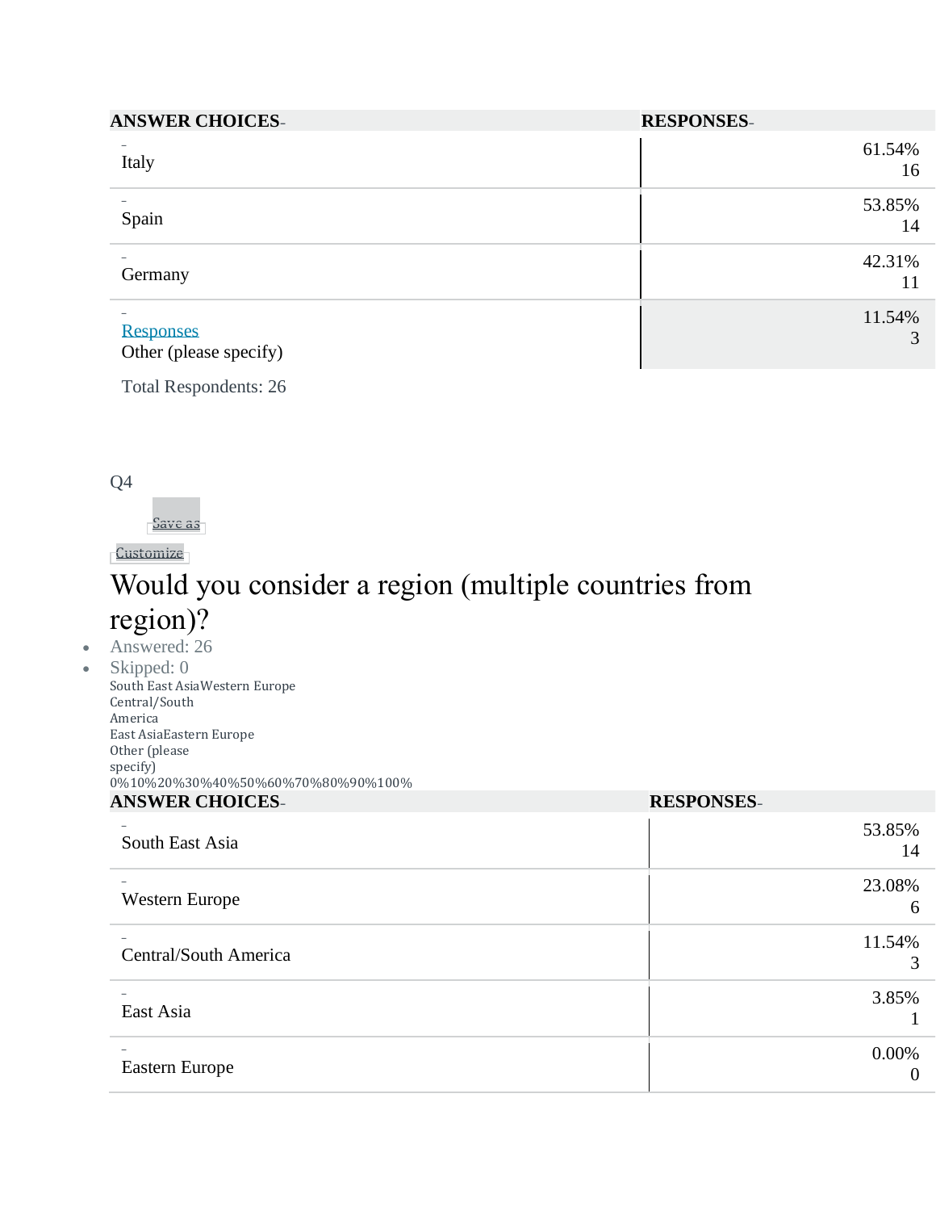| ANSWER CHOICES | RESPONSES | |
|---|---|---|
| Italy | 61.54% | 16 |
| Spain | 53.85% | 14 |
| Germany | 42.31% | 11 |
| Responses<br>Other (please specify) | 11.54% | 3 |
| Total Respondents: 26 | | |

Q4

Save as

Customize

# Would you consider a region (multiple countries from region)?

- Answered: 26
- Skipped: 0

South East Asia
Western Europe
Central/South America
East Asia
Eastern Europe
Other (please specify)
0%10%20%30%40%50%60%70%80%90%100%

| ANSWER CHOICES | RESPONSES | |
|---|---|---|
| South East Asia | 53.85% | 14 |
| Western Europe | 23.08% | 6 |
| Central/South America | 11.54% | 3 |
| East Asia | 3.85% | 1 |
| Eastern Europe | 0.00% | 0 |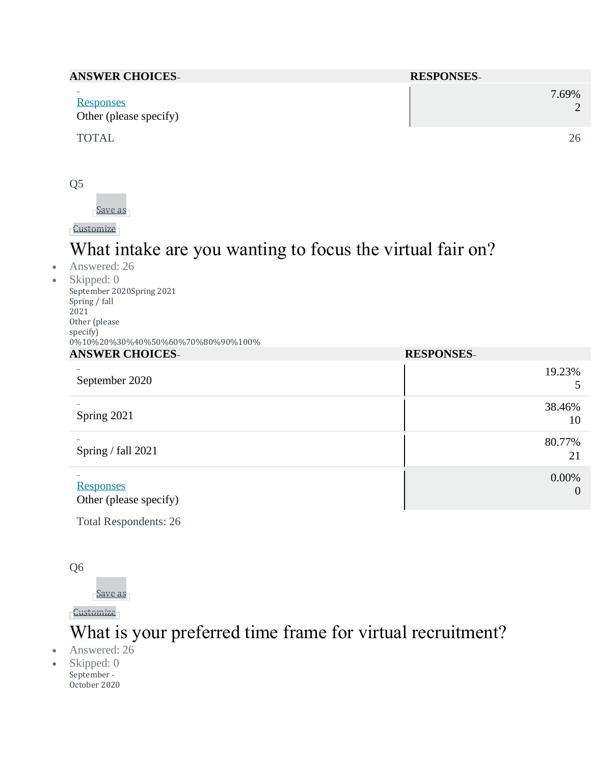| ANSWER CHOICES | RESPONSES | |
| --- | --- | --- |
| Responses<br>Other (please specify) | 7.69% | 2 |
| TOTAL | | 26 |

Q5

Save as

Customize

## What intake are you wanting to focus the virtual fair on?

- Answered: 26
- Skipped: 0

September 2020Spring 2021
Spring / fall
2021
Other (please
specify)
0%10%20%30%40%50%60%70%80%90%100%

| ANSWER CHOICES | RESPONSES | |
| --- | --- | --- |
| September 2020 | 19.23% | 5 |
| Spring 2021 | 38.46% | 10 |
| Spring / fall 2021 | 80.77% | 21 |
| Responses<br>Other (please specify) | 0.00% | 0 |
| Total Respondents: 26 | | |

Q6

Save as

Customize

## What is your preferred time frame for virtual recruitment?

- Answered: 26
- Skipped: 0

September -
October 2020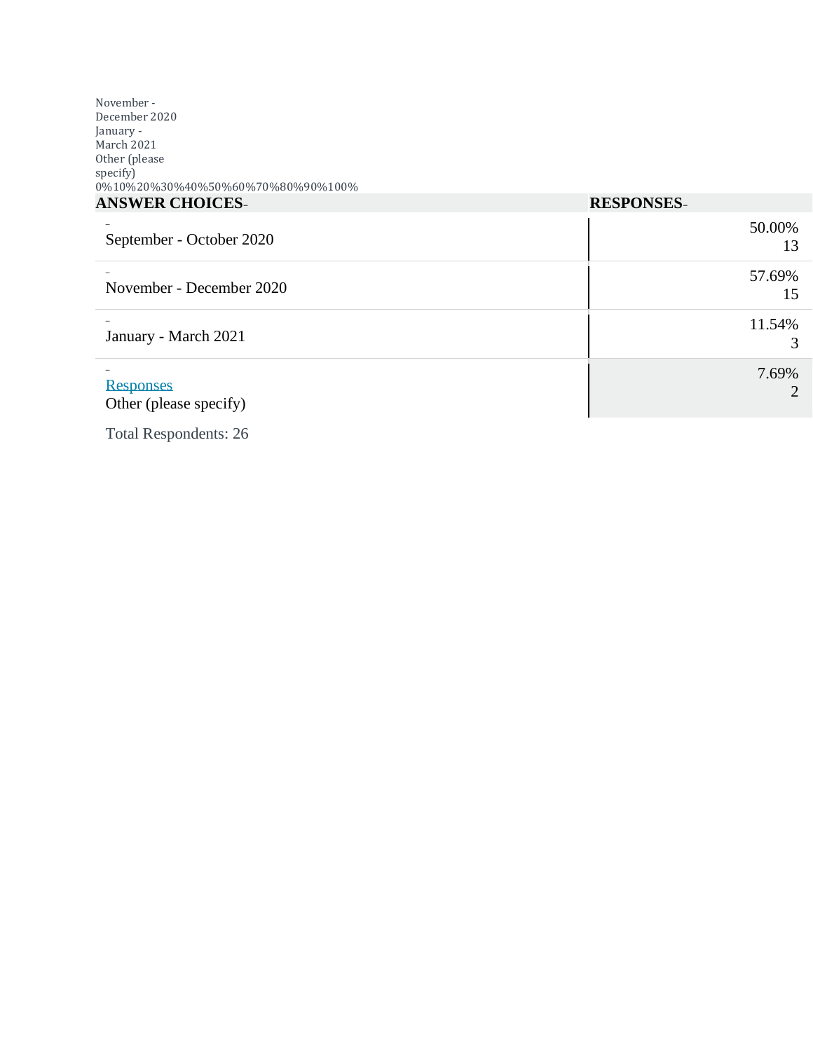November - December 2020
January - March 2021
Other (please specify)
0%10%20%30%40%50%60%70%80%90%100%

| ANSWER CHOICES | RESPONSES | |
|---|---|---|
| September - October 2020 | 50.00% | 13 |
| November - December 2020 | 57.69% | 15 |
| January - March 2021 | 11.54% | 3 |
| Responses Other (please specify) | 7.69% | 2 |

Total Respondents: 26